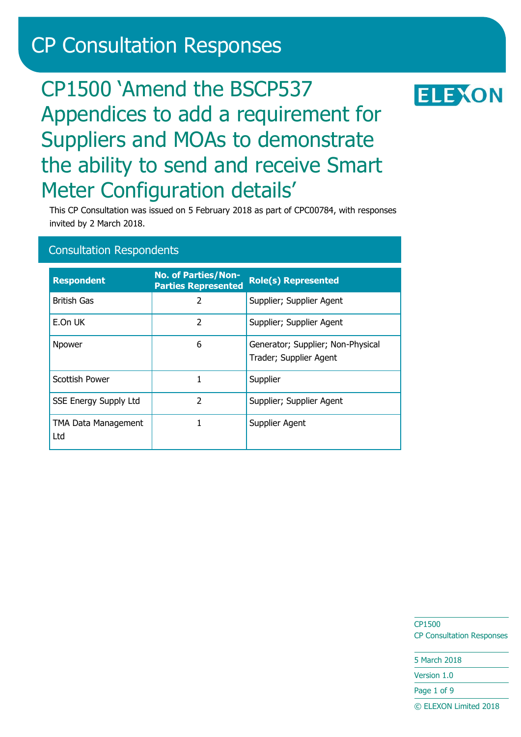# CP Consultation Responses

## CP1500 'Amend the BSCP537 Appendices to add a requirement for Suppliers and MOAs to demonstrate the ability to send and receive Smart Meter Configuration details'

This CP Consultation was issued on 5 February 2018 as part of CPC00784, with responses invited by 2 March 2018.

### Consultation Respondents

| Respondent | No. of Parties/Non-Parties Represented | Role(s) Represented |
|---|---|---|
| British Gas | 2 | Supplier; Supplier Agent |
| E.On UK | 2 | Supplier; Supplier Agent |
| Npower | 6 | Generator; Supplier; Non-Physical Trader; Supplier Agent |
| Scottish Power | 1 | Supplier |
| SSE Energy Supply Ltd | 2 | Supplier; Supplier Agent |
| TMA Data Management Ltd | 1 | Supplier Agent |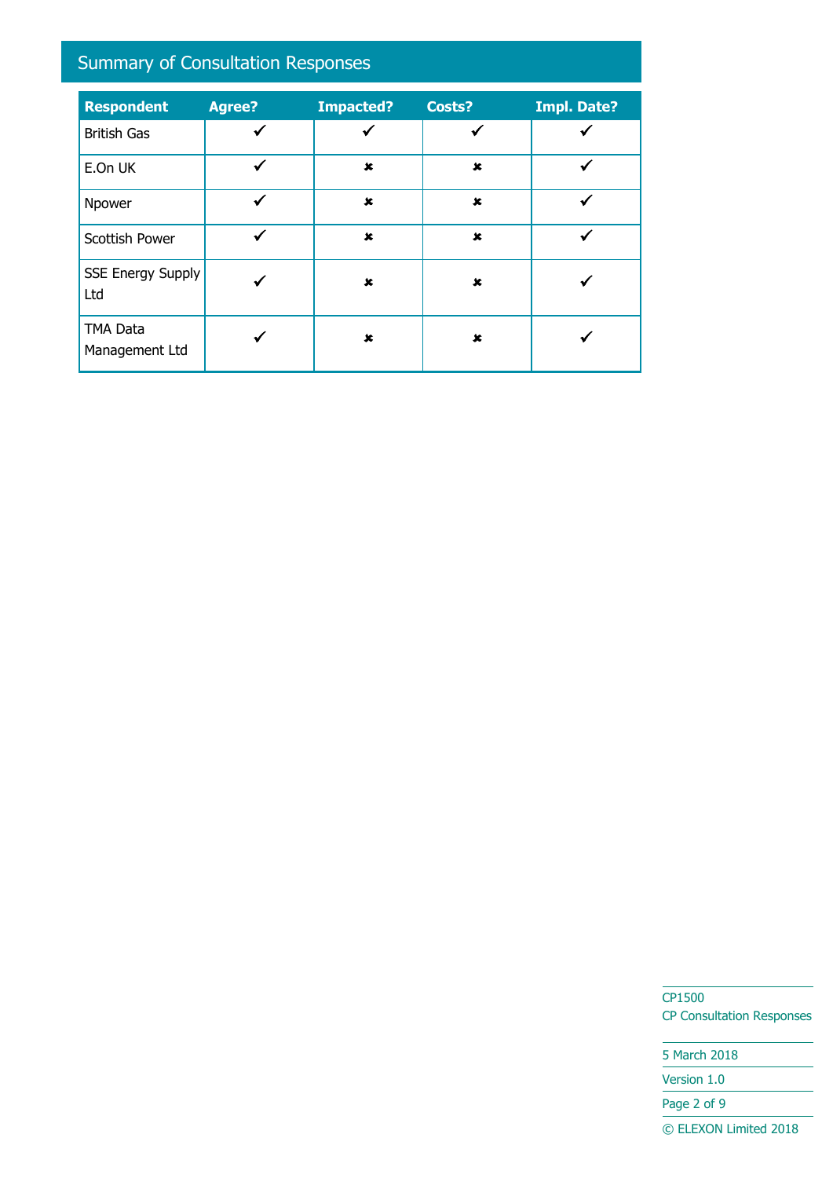## Summary of Consultation Responses

| Respondent | Agree? | Impacted? | Costs? | Impl. Date? |
|---|---|---|---|---|
| British Gas | ✔ | ✔ | ✔ | ✔ |
| E.On UK | ✔ | ✘ | ✘ | ✔ |
| Npower | ✔ | ✘ | ✘ | ✔ |
| Scottish Power | ✔ | ✘ | ✘ | ✔ |
| SSE Energy Supply Ltd | ✔ | ✘ | ✘ | ✔ |
| TMA Data Management Ltd | ✔ | ✘ | ✘ | ✔ |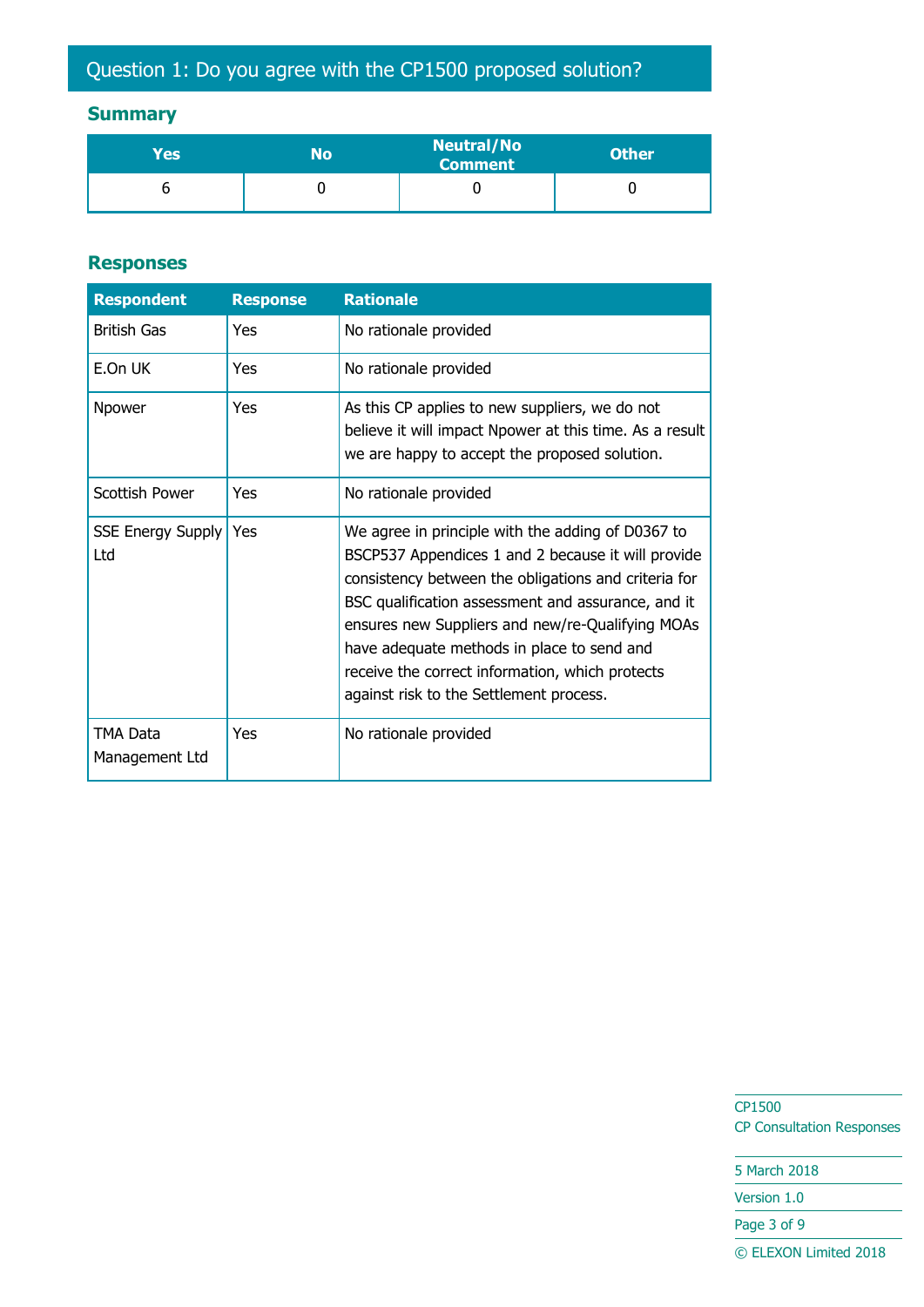## Question 1: Do you agree with the CP1500 proposed solution?

### Summary

| Yes | No | Neutral/No Comment | Other |
|---|---|---|---|
| 6 | 0 | 0 | 0 |

### Responses

| Respondent | Response | Rationale |
|---|---|---|
| British Gas | Yes | No rationale provided |
| E.On UK | Yes | No rationale provided |
| Npower | Yes | As this CP applies to new suppliers, we do not believe it will impact Npower at this time. As a result we are happy to accept the proposed solution. |
| Scottish Power | Yes | No rationale provided |
| SSE Energy Supply Ltd | Yes | We agree in principle with the adding of D0367 to BSCP537 Appendices 1 and 2 because it will provide consistency between the obligations and criteria for BSC qualification assessment and assurance, and it ensures new Suppliers and new/re-Qualifying MOAs have adequate methods in place to send and receive the correct information, which protects against risk to the Settlement process. |
| TMA Data Management Ltd | Yes | No rationale provided |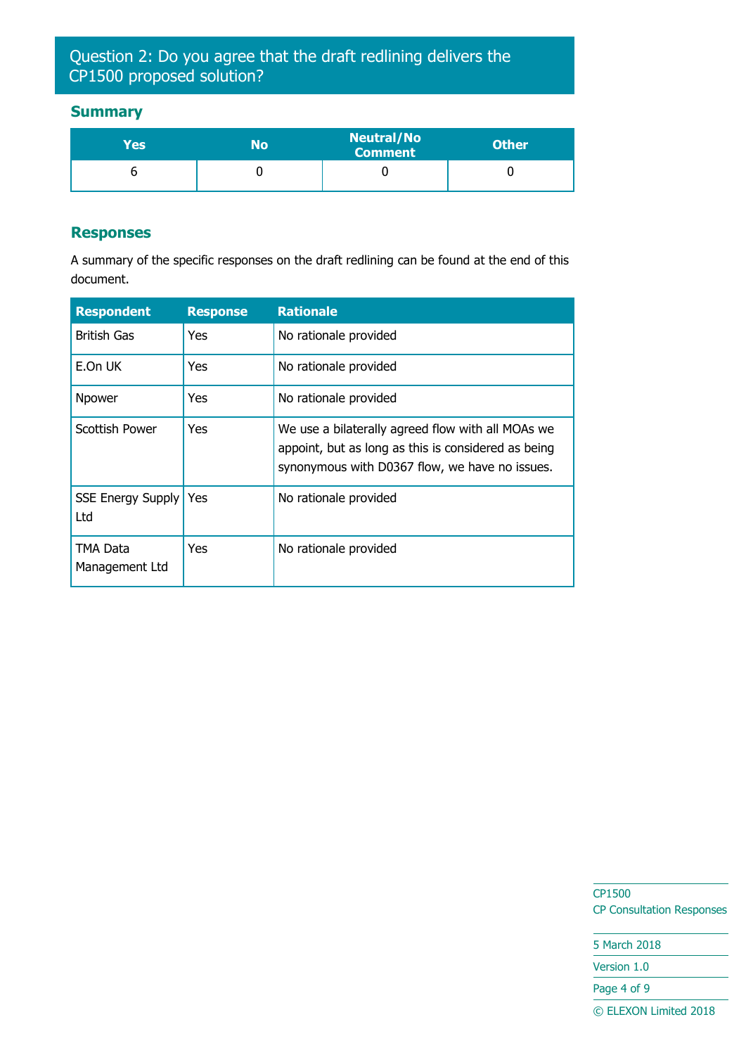## Question 2: Do you agree that the draft redlining delivers the CP1500 proposed solution?

### Summary

| Yes | No | Neutral/No Comment | Other |
|---|---|---|---|
| 6 | 0 | 0 | 0 |

### Responses

A summary of the specific responses on the draft redlining can be found at the end of this document.

| Respondent | Response | Rationale |
|---|---|---|
| British Gas | Yes | No rationale provided |
| E.On UK | Yes | No rationale provided |
| Npower | Yes | No rationale provided |
| Scottish Power | Yes | We use a bilaterally agreed flow with all MOAs we appoint, but as long as this is considered as being synonymous with D0367 flow, we have no issues. |
| SSE Energy Supply Ltd | Yes | No rationale provided |
| TMA Data Management Ltd | Yes | No rationale provided |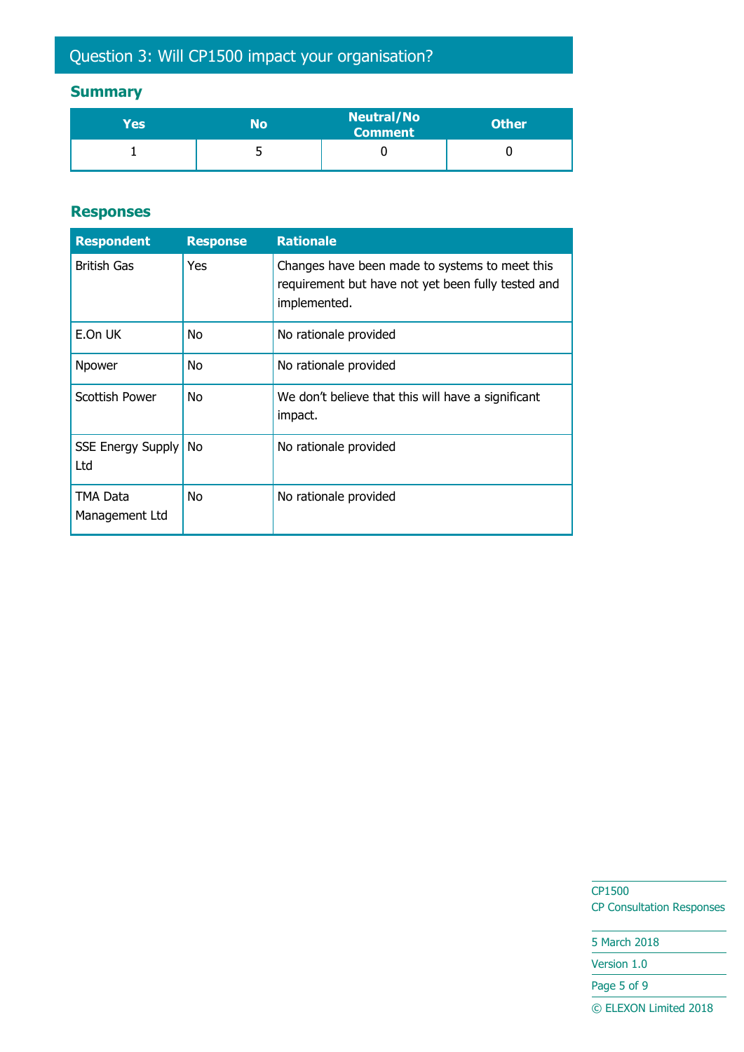## Question 3: Will CP1500 impact your organisation?

### Summary

| Yes | No | Neutral/No Comment | Other |
|---|---|---|---|
| 1 | 5 | 0 | 0 |

### Responses

| Respondent | Response | Rationale |
|---|---|---|
| British Gas | Yes | Changes have been made to systems to meet this requirement but have not yet been fully tested and implemented. |
| E.On UK | No | No rationale provided |
| Npower | No | No rationale provided |
| Scottish Power | No | We don't believe that this will have a significant impact. |
| SSE Energy Supply Ltd | No | No rationale provided |
| TMA Data Management Ltd | No | No rationale provided |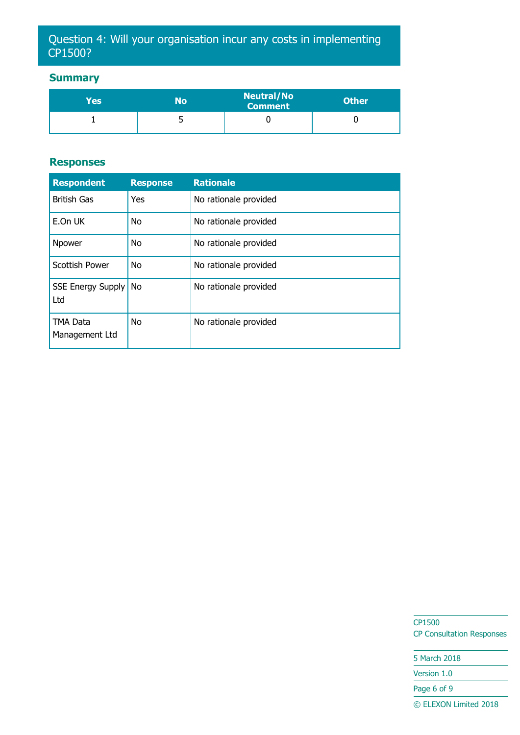## Question 4: Will your organisation incur any costs in implementing CP1500?

### Summary

| Yes | No | Neutral/No Comment | Other |
|---|---|---|---|
| 1 | 5 | 0 | 0 |

### Responses

| Respondent | Response | Rationale |
|---|---|---|
| British Gas | Yes | No rationale provided |
| E.On UK | No | No rationale provided |
| Npower | No | No rationale provided |
| Scottish Power | No | No rationale provided |
| SSE Energy Supply Ltd | No | No rationale provided |
| TMA Data Management Ltd | No | No rationale provided |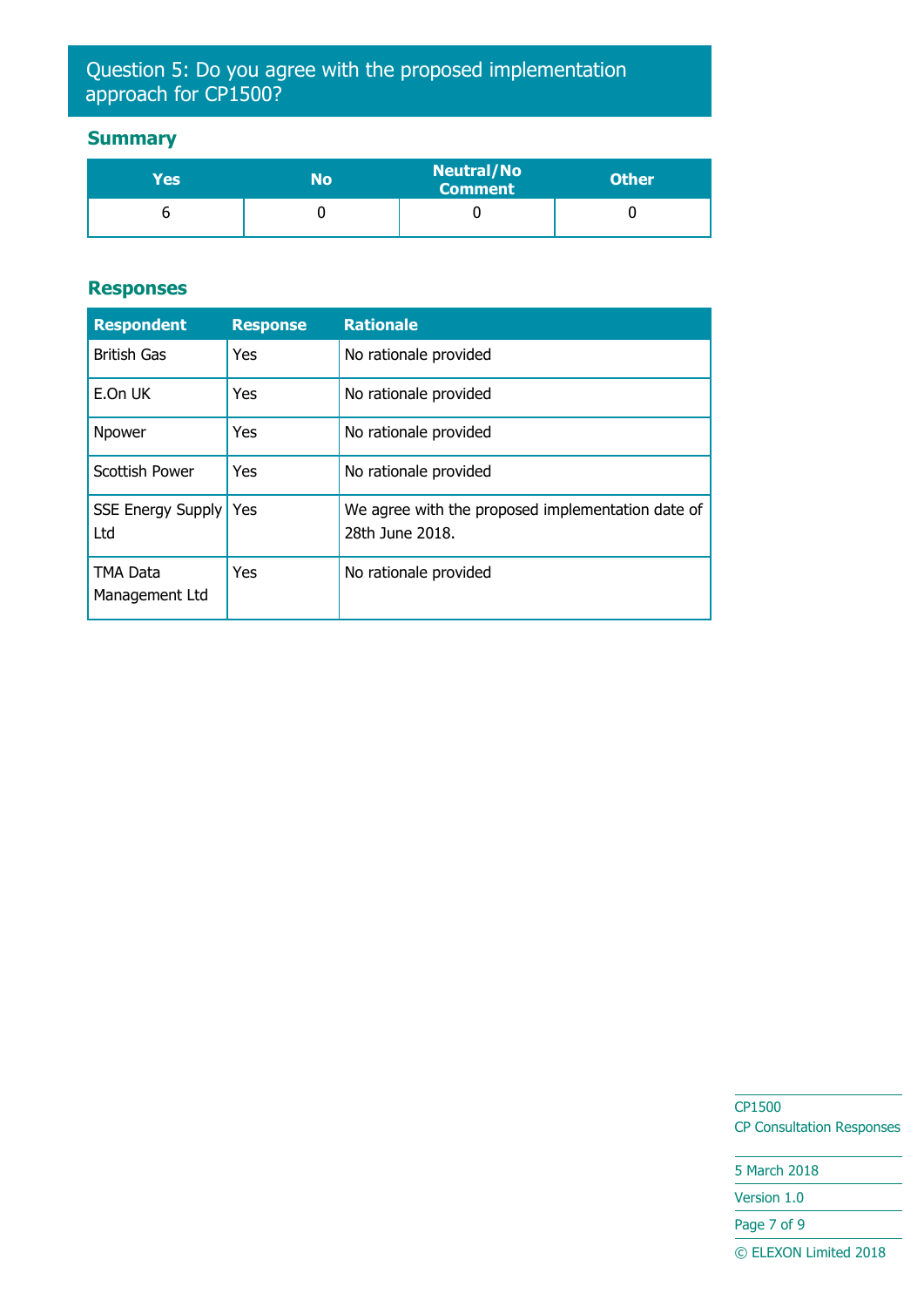## Question 5: Do you agree with the proposed implementation approach for CP1500?

### Summary

| Yes | No | Neutral/No Comment | Other |
|---|---|---|---|
| 6 | 0 | 0 | 0 |

### Responses

| Respondent | Response | Rationale |
|---|---|---|
| British Gas | Yes | No rationale provided |
| E.On UK | Yes | No rationale provided |
| Npower | Yes | No rationale provided |
| Scottish Power | Yes | No rationale provided |
| SSE Energy Supply Ltd | Yes | We agree with the proposed implementation date of 28th June 2018. |
| TMA Data Management Ltd | Yes | No rationale provided |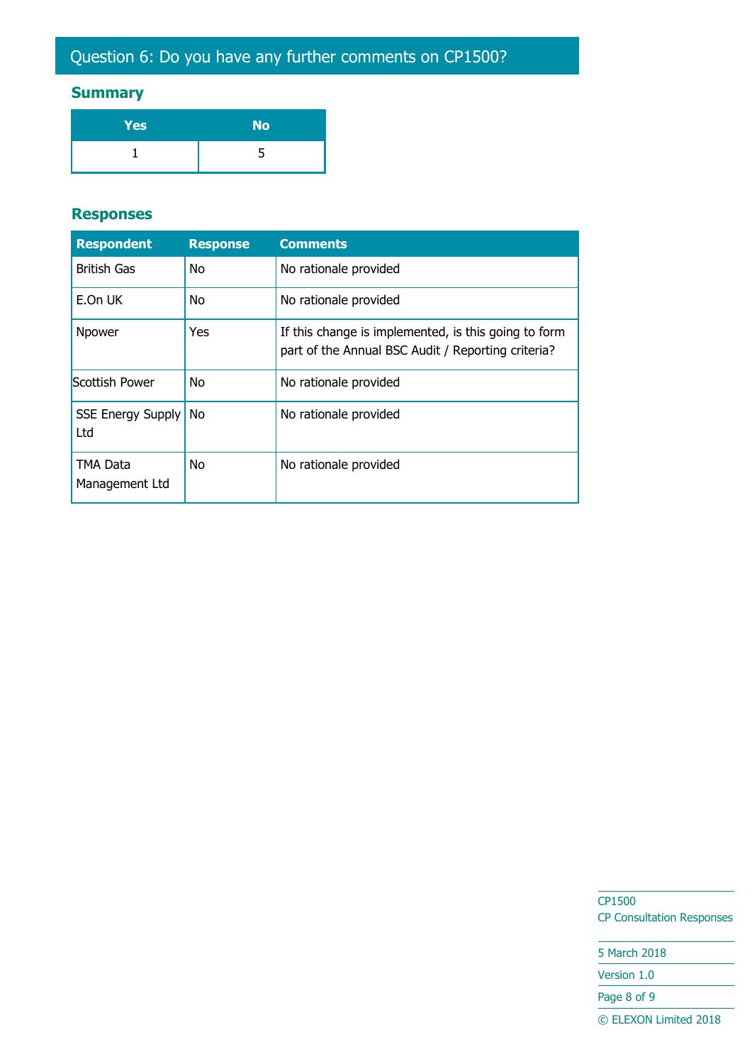## Question 6: Do you have any further comments on CP1500?

### Summary

| Yes | No |
|---|---|
| 1 | 5 |

### Responses

| Respondent | Response | Comments |
|---|---|---|
| British Gas | No | No rationale provided |
| E.On UK | No | No rationale provided |
| Npower | Yes | If this change is implemented, is this going to form part of the Annual BSC Audit / Reporting criteria? |
| Scottish Power | No | No rationale provided |
| SSE Energy Supply Ltd | No | No rationale provided |
| TMA Data Management Ltd | No | No rationale provided |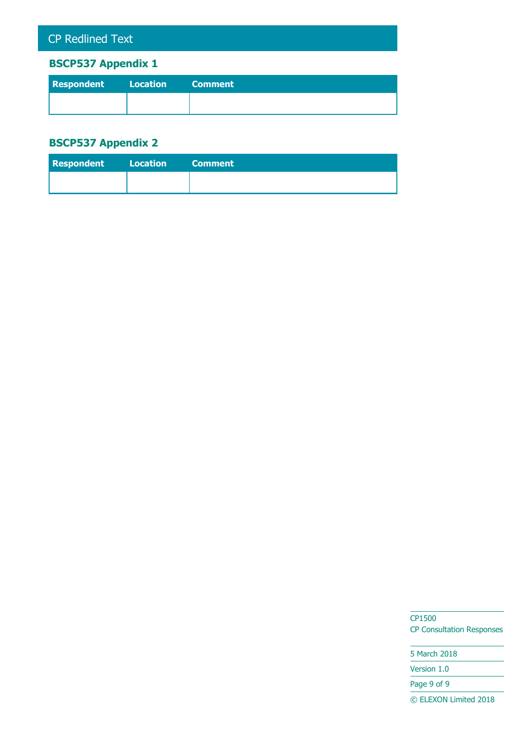# CP Redlined Text

## BSCP537 Appendix 1

| Respondent | Location | Comment |
| --- | --- | --- |
| | | |

## BSCP537 Appendix 2

| Respondent | Location | Comment |
| --- | --- | --- |
| | | |